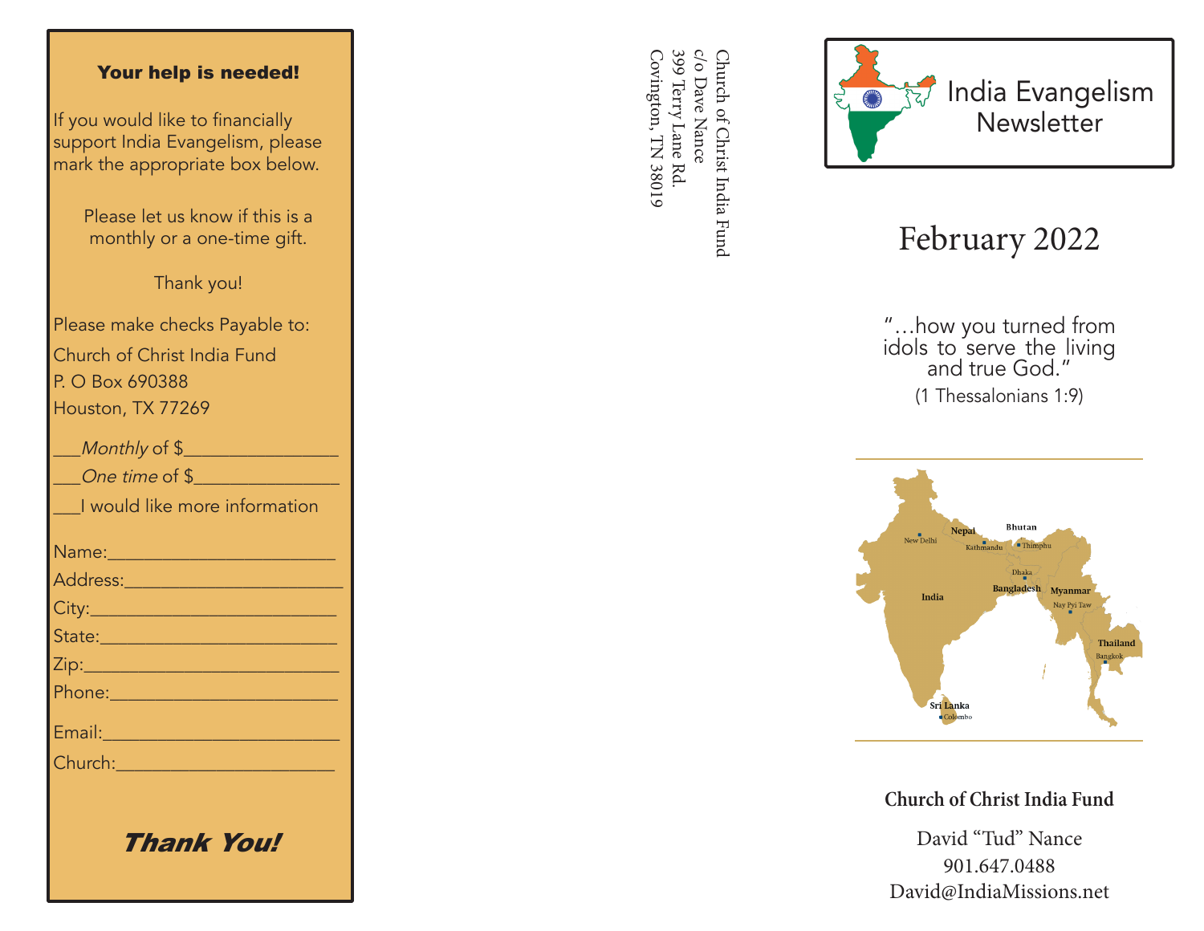**Your help is needed!**

If you would like to financially support India Evangelism, please mark the appropriate box below.

Please let us know if this is a monthly or a one-time gift.

Thank you!

Please make checks Payable to:
Church of Christ India Fund
P. O Box 690388
Houston, TX 77269

___*Monthly* of $________________

___*One time* of $_______________

___I would like more information

Name:________________________

Address:_______________________

City:__________________________

State:_________________________

Zip:___________________________

Phone:________________________

Email:_________________________

Church:_______________________

***Thank You!***

Church of Christ India Fund
c/o Dave Nance
399 Terry Lane Rd.
Covington, TN 38019

# India Evangelism Newsletter

## February 2022

"…how you turned from idols to serve the living and true God."
(1 Thessalonians 1:9)

**Church of Christ India Fund**

David "Tud" Nance
901.647.0488
David@IndiaMissions.net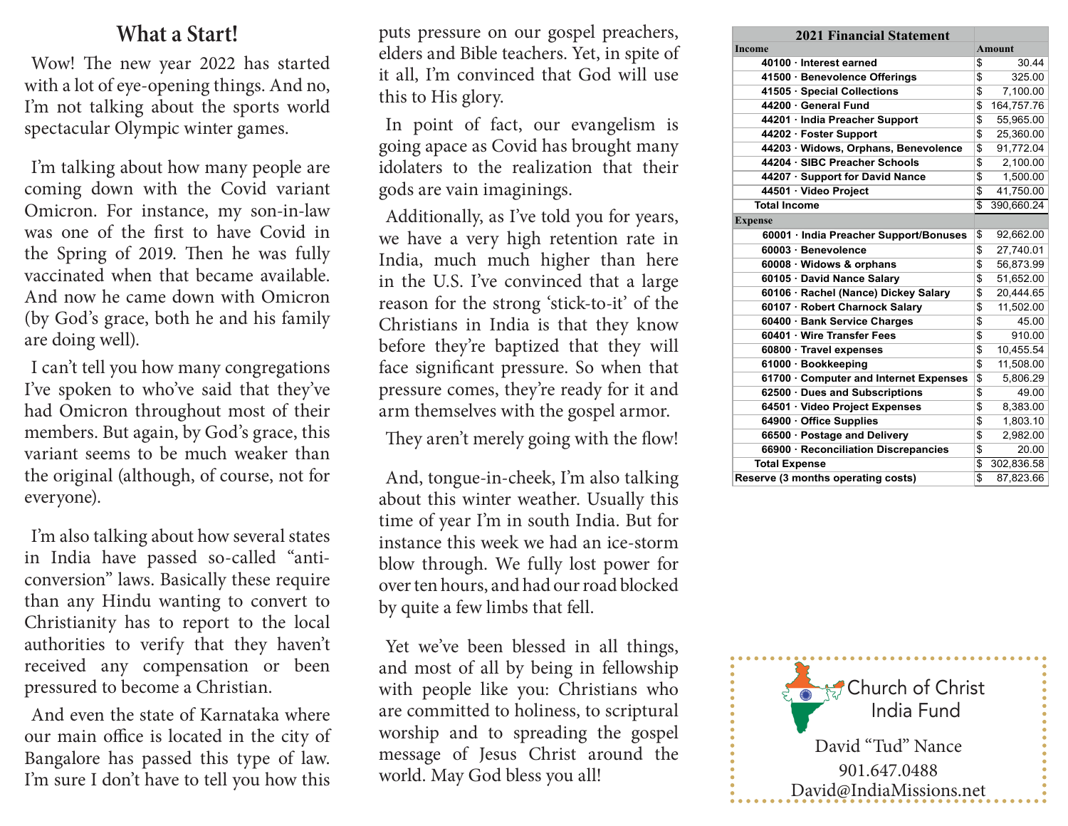## What a Start!

Wow! The new year 2022 has started with a lot of eye-opening things. And no, I'm not talking about the sports world spectacular Olympic winter games.

I'm talking about how many people are coming down with the Covid variant Omicron. For instance, my son-in-law was one of the first to have Covid in the Spring of 2019. Then he was fully vaccinated when that became available. And now he came down with Omicron (by God's grace, both he and his family are doing well).

I can't tell you how many congregations I've spoken to who've said that they've had Omicron throughout most of their members. But again, by God's grace, this variant seems to be much weaker than the original (although, of course, not for everyone).

I'm also talking about how several states in India have passed so-called "anti-conversion" laws. Basically these require than any Hindu wanting to convert to Christianity has to report to the local authorities to verify that they haven't received any compensation or been pressured to become a Christian.

And even the state of Karnataka where our main office is located in the city of Bangalore has passed this type of law. I'm sure I don't have to tell you how this puts pressure on our gospel preachers, elders and Bible teachers. Yet, in spite of it all, I'm convinced that God will use this to His glory.

In point of fact, our evangelism is going apace as Covid has brought many idolaters to the realization that their gods are vain imaginings.

Additionally, as I've told you for years, we have a very high retention rate in India, much much higher than here in the U.S. I've convinced that a large reason for the strong 'stick-to-it' of the Christians in India is that they know before they're baptized that they will face significant pressure. So when that pressure comes, they're ready for it and arm themselves with the gospel armor.

They aren't merely going with the flow!

And, tongue-in-cheek, I'm also talking about this winter weather. Usually this time of year I'm in south India. But for instance this week we had an ice-storm blow through. We fully lost power for over ten hours, and had our road blocked by quite a few limbs that fell.

Yet we've been blessed in all things, and most of all by being in fellowship with people like you: Christians who are committed to holiness, to scriptural worship and to spreading the gospel message of Jesus Christ around the world. May God bless you all!

| 2021 Financial Statement | |
|---|---|
| **Income** | **Amount** |
| 40100 · Interest earned | $ 30.44 |
| 41500 · Benevolence Offerings | $ 325.00 |
| 41505 · Special Collections | $ 7,100.00 |
| 44200 · General Fund | $ 164,757.76 |
| 44201 · India Preacher Support | $ 55,965.00 |
| 44202 · Foster Support | $ 25,360.00 |
| 44203 · Widows, Orphans, Benevolence | $ 91,772.04 |
| 44204 · SIBC Preacher Schools | $ 2,100.00 |
| 44207 · Support for David Nance | $ 1,500.00 |
| 44501 · Video Project | $ 41,750.00 |
| Total Income | $ 390,660.24 |
| **Expense** | |
| 60001 · India Preacher Support/Bonuses | $ 92,662.00 |
| 60003 · Benevolence | $ 27,740.01 |
| 60008 · Widows & orphans | $ 56,873.99 |
| 60105 · David Nance Salary | $ 51,652.00 |
| 60106 · Rachel (Nance) Dickey Salary | $ 20,444.65 |
| 60107 · Robert Charnock Salary | $ 11,502.00 |
| 60400 · Bank Service Charges | $ 45.00 |
| 60401 · Wire Transfer Fees | $ 910.00 |
| 60800 · Travel expenses | $ 10,455.54 |
| 61000 · Bookkeeping | $ 11,508.00 |
| 61700 · Computer and Internet Expenses | $ 5,806.29 |
| 62500 · Dues and Subscriptions | $ 49.00 |
| 64501 · Video Project Expenses | $ 8,383.00 |
| 64900 · Office Supplies | $ 1,803.10 |
| 66500 · Postage and Delivery | $ 2,982.00 |
| 66900 · Reconciliation Discrepancies | $ 20.00 |
| Total Expense | $ 302,836.58 |
| Reserve (3 months operating costs) | $ 87,823.66 |

Church of Christ
India Fund

David "Tud" Nance
901.647.0488
David@IndiaMissions.net